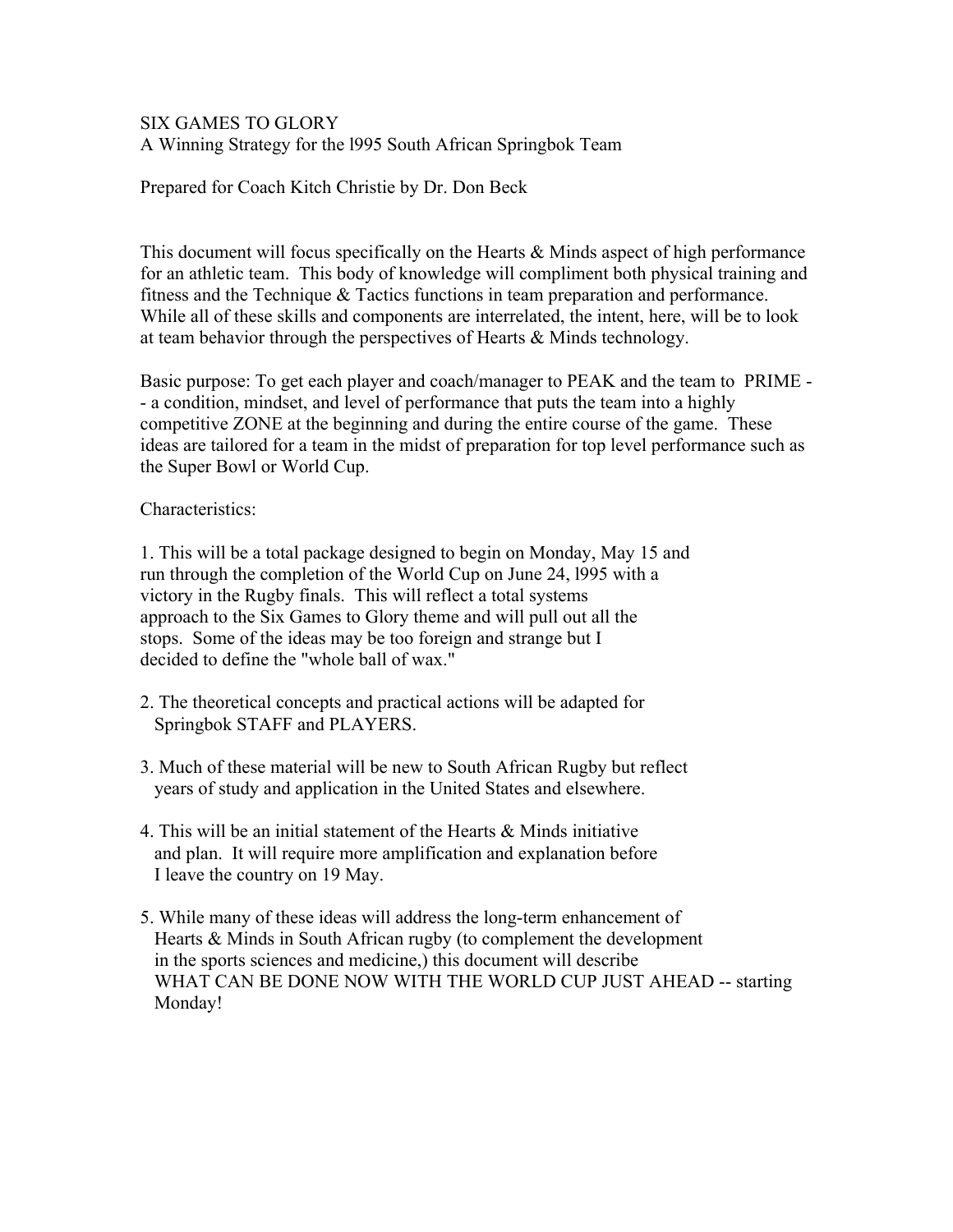# SIX GAMES TO GLORY

## A Winning Strategy for the l995 South African Springbok Team

Prepared for Coach Kitch Christie by Dr. Don Beck

This document will focus specifically on the Hearts & Minds aspect of high performance for an athletic team. This body of knowledge will compliment both physical training and fitness and the Technique & Tactics functions in team preparation and performance. While all of these skills and components are interrelated, the intent, here, will be to look at team behavior through the perspectives of Hearts & Minds technology.

Basic purpose: To get each player and coach/manager to PEAK and the team to PRIME -- a condition, mindset, and level of performance that puts the team into a highly competitive ZONE at the beginning and during the entire course of the game. These ideas are tailored for a team in the midst of preparation for top level performance such as the Super Bowl or World Cup.

Characteristics:

1. This will be a total package designed to begin on Monday, May 15 and run through the completion of the World Cup on June 24, l995 with a victory in the Rugby finals. This will reflect a total systems approach to the Six Games to Glory theme and will pull out all the stops. Some of the ideas may be too foreign and strange but I decided to define the "whole ball of wax."

2. The theoretical concepts and practical actions will be adapted for Springbok STAFF and PLAYERS.

3. Much of these material will be new to South African Rugby but reflect years of study and application in the United States and elsewhere.

4. This will be an initial statement of the Hearts & Minds initiative and plan. It will require more amplification and explanation before I leave the country on 19 May.

5. While many of these ideas will address the long-term enhancement of Hearts & Minds in South African rugby (to complement the development in the sports sciences and medicine,) this document will describe WHAT CAN BE DONE NOW WITH THE WORLD CUP JUST AHEAD -- starting Monday!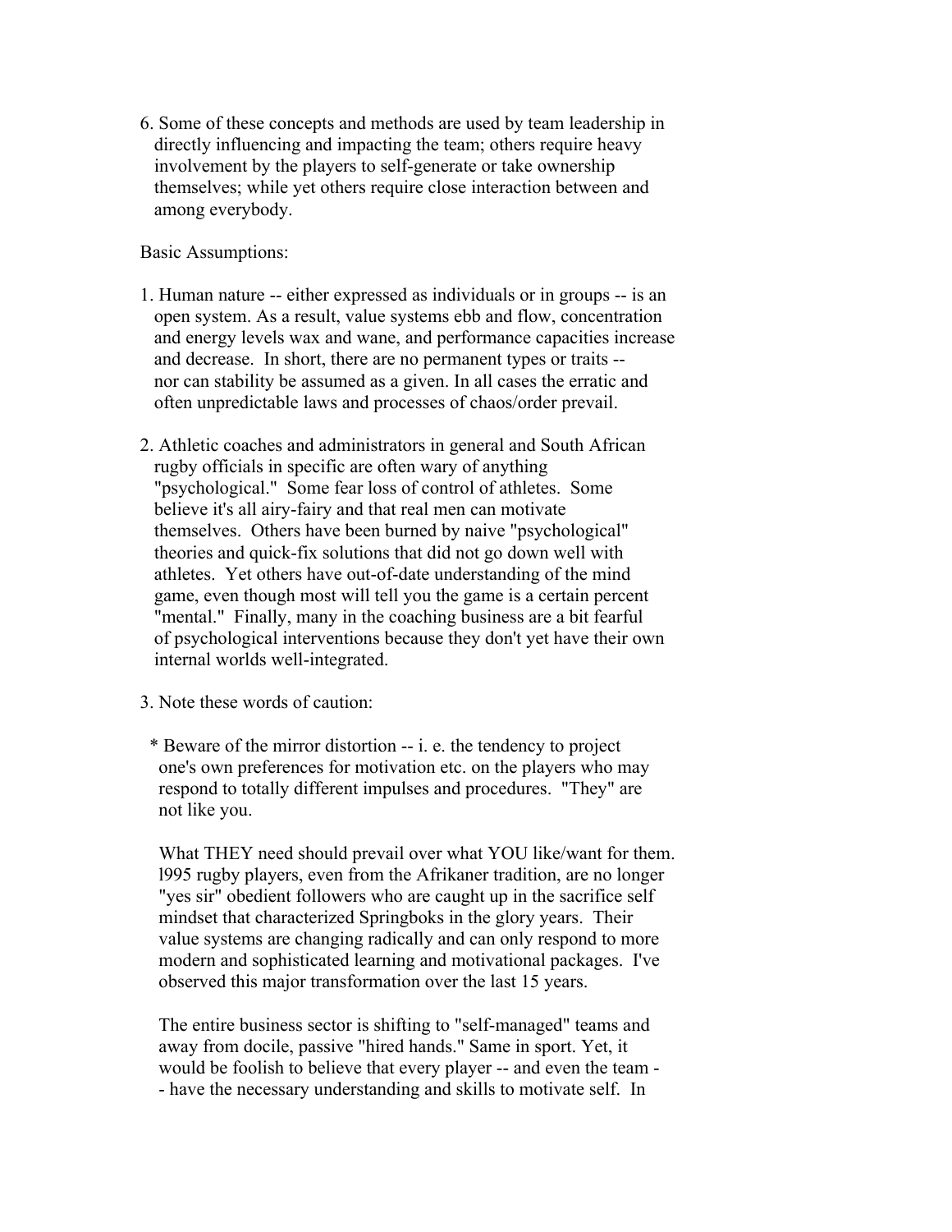6. Some of these concepts and methods are used by team leadership in directly influencing and impacting the team; others require heavy involvement by the players to self-generate or take ownership themselves; while yet others require close interaction between and among everybody.

Basic Assumptions:

1. Human nature -- either expressed as individuals or in groups -- is an open system. As a result, value systems ebb and flow, concentration and energy levels wax and wane, and performance capacities increase and decrease. In short, there are no permanent types or traits -- nor can stability be assumed as a given. In all cases the erratic and often unpredictable laws and processes of chaos/order prevail.

2. Athletic coaches and administrators in general and South African rugby officials in specific are often wary of anything "psychological." Some fear loss of control of athletes. Some believe it's all airy-fairy and that real men can motivate themselves. Others have been burned by naive "psychological" theories and quick-fix solutions that did not go down well with athletes. Yet others have out-of-date understanding of the mind game, even though most will tell you the game is a certain percent "mental." Finally, many in the coaching business are a bit fearful of psychological interventions because they don't yet have their own internal worlds well-integrated.

3. Note these words of caution:

   * Beware of the mirror distortion -- i. e. the tendency to project one's own preferences for motivation etc. on the players who may respond to totally different impulses and procedures. "They" are not like you.

     What THEY need should prevail over what YOU like/want for them. l995 rugby players, even from the Afrikaner tradition, are no longer "yes sir" obedient followers who are caught up in the sacrifice self mindset that characterized Springboks in the glory years. Their value systems are changing radically and can only respond to more modern and sophisticated learning and motivational packages. I've observed this major transformation over the last 15 years.

     The entire business sector is shifting to "self-managed" teams and away from docile, passive "hired hands." Same in sport. Yet, it would be foolish to believe that every player -- and even the team -- have the necessary understanding and skills to motivate self. In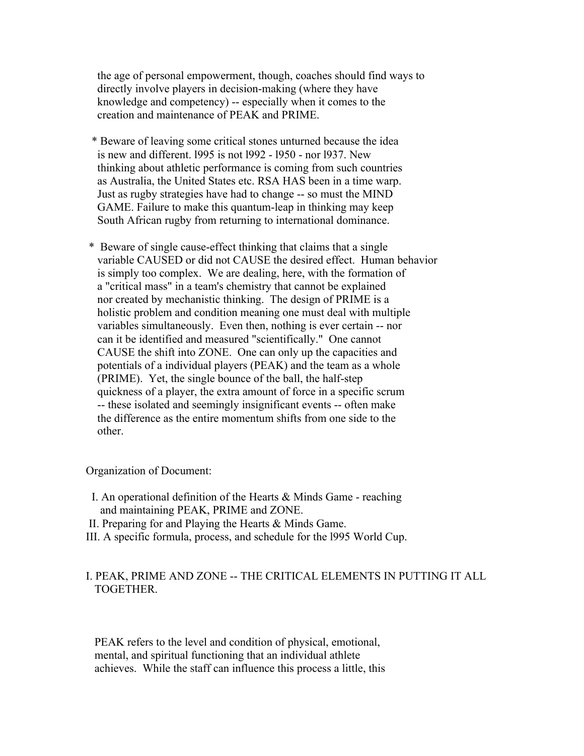the age of personal empowerment, though, coaches should find ways to directly involve players in decision-making (where they have knowledge and competency) -- especially when it comes to the creation and maintenance of PEAK and PRIME.

* Beware of leaving some critical stones unturned because the idea is new and different. l995 is not l992 - l950 - nor l937. New thinking about athletic performance is coming from such countries as Australia, the United States etc. RSA HAS been in a time warp. Just as rugby strategies have had to change -- so must the MIND GAME. Failure to make this quantum-leap in thinking may keep South African rugby from returning to international dominance.

* Beware of single cause-effect thinking that claims that a single variable CAUSED or did not CAUSE the desired effect. Human behavior is simply too complex. We are dealing, here, with the formation of a "critical mass" in a team's chemistry that cannot be explained nor created by mechanistic thinking. The design of PRIME is a holistic problem and condition meaning one must deal with multiple variables simultaneously. Even then, nothing is ever certain -- nor can it be identified and measured "scientifically." One cannot CAUSE the shift into ZONE. One can only up the capacities and potentials of a individual players (PEAK) and the team as a whole (PRIME). Yet, the single bounce of the ball, the half-step quickness of a player, the extra amount of force in a specific scrum -- these isolated and seemingly insignificant events -- often make the difference as the entire momentum shifts from one side to the other.

Organization of Document:

I. An operational definition of the Hearts & Minds Game - reaching and maintaining PEAK, PRIME and ZONE.
II. Preparing for and Playing the Hearts & Minds Game.
III. A specific formula, process, and schedule for the l995 World Cup.

## I. PEAK, PRIME AND ZONE -- THE CRITICAL ELEMENTS IN PUTTING IT ALL TOGETHER.

PEAK refers to the level and condition of physical, emotional, mental, and spiritual functioning that an individual athlete achieves. While the staff can influence this process a little, this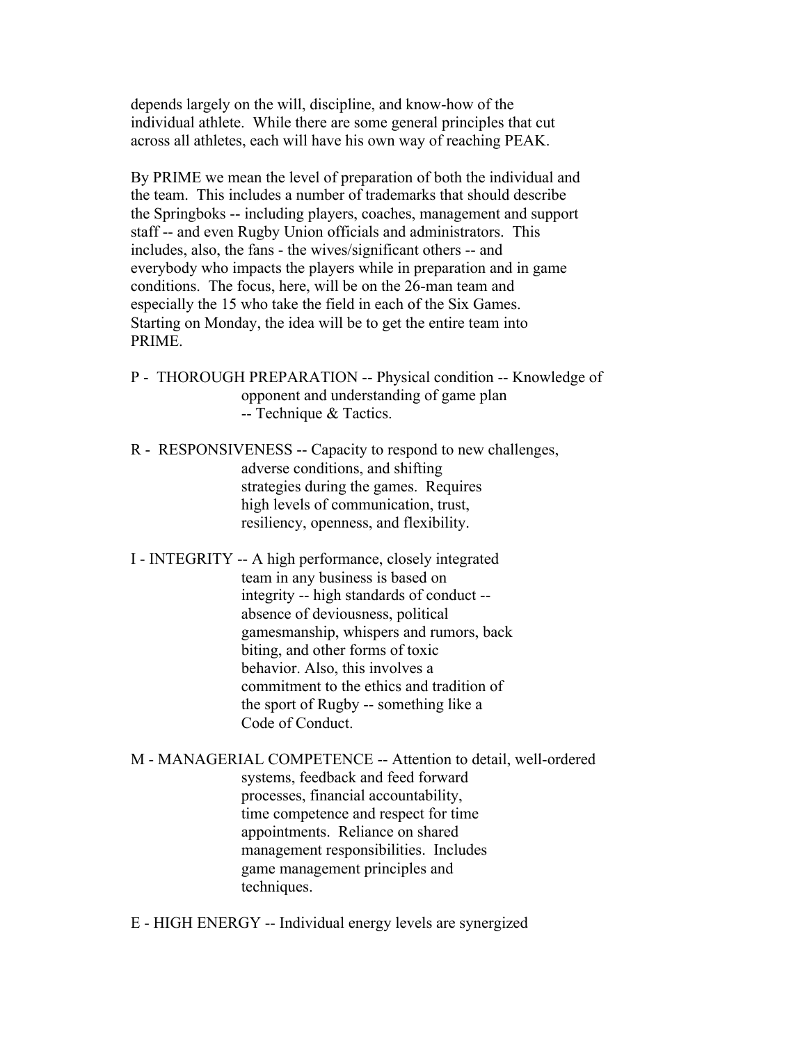depends largely on the will, discipline, and know-how of the individual athlete. While there are some general principles that cut across all athletes, each will have his own way of reaching PEAK.

By PRIME we mean the level of preparation of both the individual and the team. This includes a number of trademarks that should describe the Springboks -- including players, coaches, management and support staff -- and even Rugby Union officials and administrators. This includes, also, the fans - the wives/significant others -- and everybody who impacts the players while in preparation and in game conditions. The focus, here, will be on the 26-man team and especially the 15 who take the field in each of the Six Games. Starting on Monday, the idea will be to get the entire team into PRIME.

P - THOROUGH PREPARATION -- Physical condition -- Knowledge of opponent and understanding of game plan -- Technique & Tactics.

R - RESPONSIVENESS -- Capacity to respond to new challenges, adverse conditions, and shifting strategies during the games. Requires high levels of communication, trust, resiliency, openness, and flexibility.

I - INTEGRITY -- A high performance, closely integrated team in any business is based on integrity -- high standards of conduct -- absence of deviousness, political gamesmanship, whispers and rumors, back biting, and other forms of toxic behavior. Also, this involves a commitment to the ethics and tradition of the sport of Rugby -- something like a Code of Conduct.

M - MANAGERIAL COMPETENCE -- Attention to detail, well-ordered systems, feedback and feed forward processes, financial accountability, time competence and respect for time appointments. Reliance on shared management responsibilities. Includes game management principles and techniques.

E - HIGH ENERGY -- Individual energy levels are synergized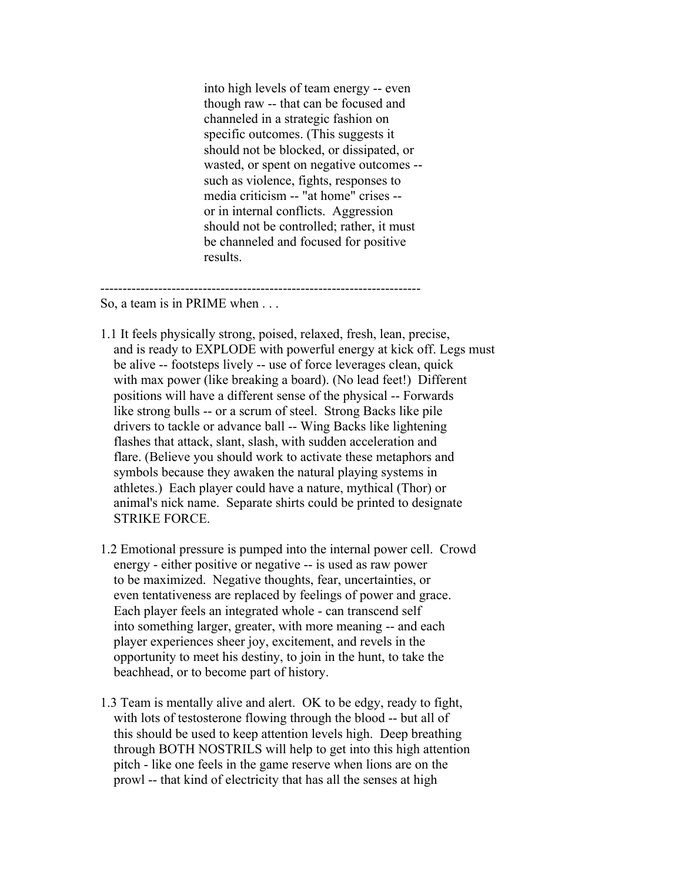into high levels of team energy -- even though raw -- that can be focused and channeled in a strategic fashion on specific outcomes. (This suggests it should not be blocked, or dissipated, or wasted, or spent on negative outcomes -- such as violence, fights, responses to media criticism -- "at home" crises -- or in internal conflicts. Aggression should not be controlled; rather, it must be channeled and focused for positive results.

---

So, a team is in PRIME when . . .

1.1 It feels physically strong, poised, relaxed, fresh, lean, precise, and is ready to EXPLODE with powerful energy at kick off. Legs must be alive -- footsteps lively -- use of force leverages clean, quick with max power (like breaking a board). (No lead feet!) Different positions will have a different sense of the physical -- Forwards like strong bulls -- or a scrum of steel. Strong Backs like pile drivers to tackle or advance ball -- Wing Backs like lightening flashes that attack, slant, slash, with sudden acceleration and flare. (Believe you should work to activate these metaphors and symbols because they awaken the natural playing systems in athletes.) Each player could have a nature, mythical (Thor) or animal's nick name. Separate shirts could be printed to designate STRIKE FORCE.

1.2 Emotional pressure is pumped into the internal power cell. Crowd energy - either positive or negative -- is used as raw power to be maximized. Negative thoughts, fear, uncertainties, or even tentativeness are replaced by feelings of power and grace. Each player feels an integrated whole - can transcend self into something larger, greater, with more meaning -- and each player experiences sheer joy, excitement, and revels in the opportunity to meet his destiny, to join in the hunt, to take the beachhead, or to become part of history.

1.3 Team is mentally alive and alert. OK to be edgy, ready to fight, with lots of testosterone flowing through the blood -- but all of this should be used to keep attention levels high. Deep breathing through BOTH NOSTRILS will help to get into this high attention pitch - like one feels in the game reserve when lions are on the prowl -- that kind of electricity that has all the senses at high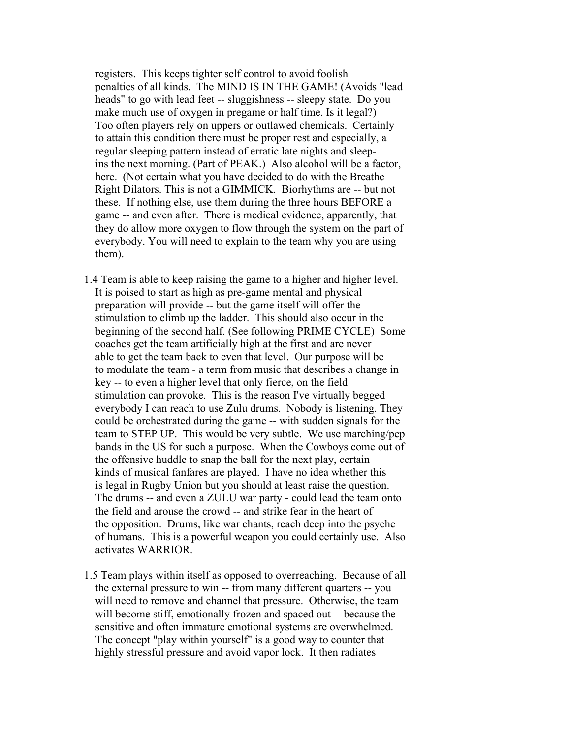registers. This keeps tighter self control to avoid foolish penalties of all kinds. The MIND IS IN THE GAME! (Avoids "lead heads" to go with lead feet -- sluggishness -- sleepy state. Do you make much use of oxygen in pregame or half time. Is it legal?) Too often players rely on uppers or outlawed chemicals. Certainly to attain this condition there must be proper rest and especially, a regular sleeping pattern instead of erratic late nights and sleep-ins the next morning. (Part of PEAK.) Also alcohol will be a factor, here. (Not certain what you have decided to do with the Breathe Right Dilators. This is not a GIMMICK. Biorhythms are -- but not these. If nothing else, use them during the three hours BEFORE a game -- and even after. There is medical evidence, apparently, that they do allow more oxygen to flow through the system on the part of everybody. You will need to explain to the team why you are using them).

1.4 Team is able to keep raising the game to a higher and higher level. It is poised to start as high as pre-game mental and physical preparation will provide -- but the game itself will offer the stimulation to climb up the ladder. This should also occur in the beginning of the second half. (See following PRIME CYCLE) Some coaches get the team artificially high at the first and are never able to get the team back to even that level. Our purpose will be to modulate the team - a term from music that describes a change in key -- to even a higher level that only fierce, on the field stimulation can provoke. This is the reason I've virtually begged everybody I can reach to use Zulu drums. Nobody is listening. They could be orchestrated during the game -- with sudden signals for the team to STEP UP. This would be very subtle. We use marching/pep bands in the US for such a purpose. When the Cowboys come out of the offensive huddle to snap the ball for the next play, certain kinds of musical fanfares are played. I have no idea whether this is legal in Rugby Union but you should at least raise the question. The drums -- and even a ZULU war party - could lead the team onto the field and arouse the crowd -- and strike fear in the heart of the opposition. Drums, like war chants, reach deep into the psyche of humans. This is a powerful weapon you could certainly use. Also activates WARRIOR.

1.5 Team plays within itself as opposed to overreaching. Because of all the external pressure to win -- from many different quarters -- you will need to remove and channel that pressure. Otherwise, the team will become stiff, emotionally frozen and spaced out -- because the sensitive and often immature emotional systems are overwhelmed. The concept "play within yourself" is a good way to counter that highly stressful pressure and avoid vapor lock. It then radiates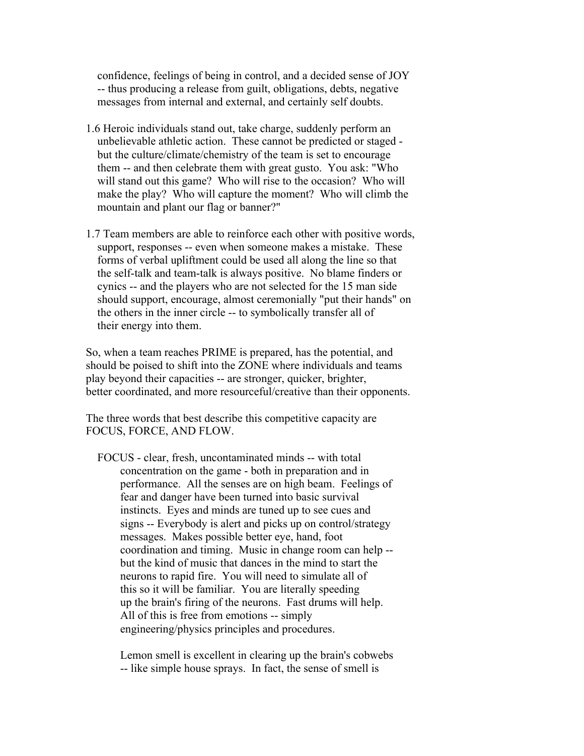confidence, feelings of being in control, and a decided sense of JOY -- thus producing a release from guilt, obligations, debts, negative messages from internal and external, and certainly self doubts.

1.6 Heroic individuals stand out, take charge, suddenly perform an unbelievable athletic action. These cannot be predicted or staged - but the culture/climate/chemistry of the team is set to encourage them -- and then celebrate them with great gusto. You ask: "Who will stand out this game? Who will rise to the occasion? Who will make the play? Who will capture the moment? Who will climb the mountain and plant our flag or banner?"

1.7 Team members are able to reinforce each other with positive words, support, responses -- even when someone makes a mistake. These forms of verbal upliftment could be used all along the line so that the self-talk and team-talk is always positive. No blame finders or cynics -- and the players who are not selected for the 15 man side should support, encourage, almost ceremonially "put their hands" on the others in the inner circle -- to symbolically transfer all of their energy into them.

So, when a team reaches PRIME is prepared, has the potential, and should be poised to shift into the ZONE where individuals and teams play beyond their capacities -- are stronger, quicker, brighter, better coordinated, and more resourceful/creative than their opponents.

The three words that best describe this competitive capacity are FOCUS, FORCE, AND FLOW.

FOCUS - clear, fresh, uncontaminated minds -- with total concentration on the game - both in preparation and in performance. All the senses are on high beam. Feelings of fear and danger have been turned into basic survival instincts. Eyes and minds are tuned up to see cues and signs -- Everybody is alert and picks up on control/strategy messages. Makes possible better eye, hand, foot coordination and timing. Music in change room can help -- but the kind of music that dances in the mind to start the neurons to rapid fire. You will need to simulate all of this so it will be familiar. You are literally speeding up the brain's firing of the neurons. Fast drums will help. All of this is free from emotions -- simply engineering/physics principles and procedures.

Lemon smell is excellent in clearing up the brain's cobwebs -- like simple house sprays. In fact, the sense of smell is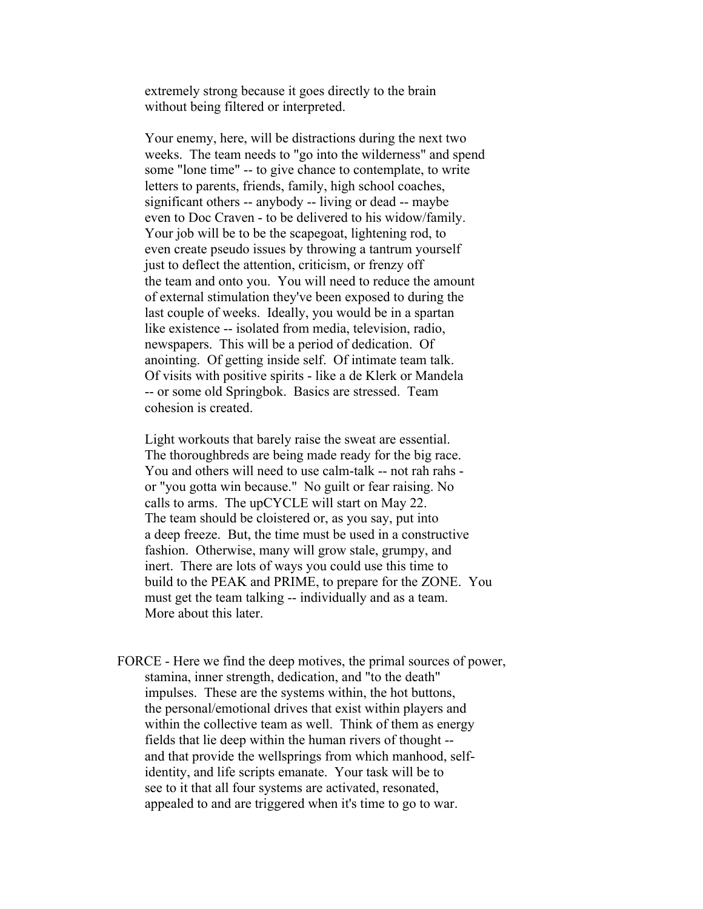extremely strong because it goes directly to the brain without being filtered or interpreted.

Your enemy, here, will be distractions during the next two weeks. The team needs to "go into the wilderness" and spend some "lone time" -- to give chance to contemplate, to write letters to parents, friends, family, high school coaches, significant others -- anybody -- living or dead -- maybe even to Doc Craven - to be delivered to his widow/family. Your job will be to be the scapegoat, lightening rod, to even create pseudo issues by throwing a tantrum yourself just to deflect the attention, criticism, or frenzy off the team and onto you. You will need to reduce the amount of external stimulation they've been exposed to during the last couple of weeks. Ideally, you would be in a spartan like existence -- isolated from media, television, radio, newspapers. This will be a period of dedication. Of anointing. Of getting inside self. Of intimate team talk. Of visits with positive spirits - like a de Klerk or Mandela -- or some old Springbok. Basics are stressed. Team cohesion is created.

Light workouts that barely raise the sweat are essential. The thoroughbreds are being made ready for the big race. You and others will need to use calm-talk -- not rah rahs - or "you gotta win because." No guilt or fear raising. No calls to arms. The upCYCLE will start on May 22. The team should be cloistered or, as you say, put into a deep freeze. But, the time must be used in a constructive fashion. Otherwise, many will grow stale, grumpy, and inert. There are lots of ways you could use this time to build to the PEAK and PRIME, to prepare for the ZONE. You must get the team talking -- individually and as a team. More about this later.

FORCE - Here we find the deep motives, the primal sources of power, stamina, inner strength, dedication, and "to the death" impulses. These are the systems within, the hot buttons, the personal/emotional drives that exist within players and within the collective team as well. Think of them as energy fields that lie deep within the human rivers of thought -- and that provide the wellsprings from which manhood, self-identity, and life scripts emanate. Your task will be to see to it that all four systems are activated, resonated, appealed to and are triggered when it's time to go to war.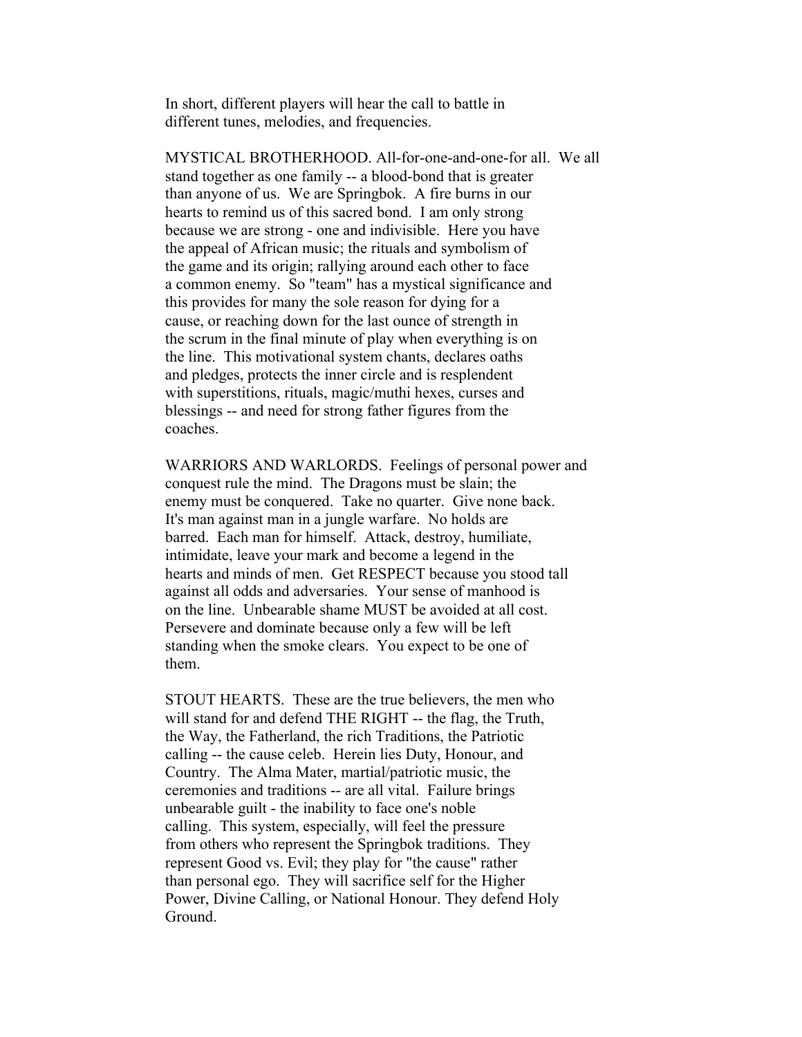In short, different players will hear the call to battle in different tunes, melodies, and frequencies.

MYSTICAL BROTHERHOOD. All-for-one-and-one-for all. We all stand together as one family -- a blood-bond that is greater than anyone of us. We are Springbok. A fire burns in our hearts to remind us of this sacred bond. I am only strong because we are strong - one and indivisible. Here you have the appeal of African music; the rituals and symbolism of the game and its origin; rallying around each other to face a common enemy. So "team" has a mystical significance and this provides for many the sole reason for dying for a cause, or reaching down for the last ounce of strength in the scrum in the final minute of play when everything is on the line. This motivational system chants, declares oaths and pledges, protects the inner circle and is resplendent with superstitions, rituals, magic/muthi hexes, curses and blessings -- and need for strong father figures from the coaches.

WARRIORS AND WARLORDS. Feelings of personal power and conquest rule the mind. The Dragons must be slain; the enemy must be conquered. Take no quarter. Give none back. It's man against man in a jungle warfare. No holds are barred. Each man for himself. Attack, destroy, humiliate, intimidate, leave your mark and become a legend in the hearts and minds of men. Get RESPECT because you stood tall against all odds and adversaries. Your sense of manhood is on the line. Unbearable shame MUST be avoided at all cost. Persevere and dominate because only a few will be left standing when the smoke clears. You expect to be one of them.

STOUT HEARTS. These are the true believers, the men who will stand for and defend THE RIGHT -- the flag, the Truth, the Way, the Fatherland, the rich Traditions, the Patriotic calling -- the cause celeb. Herein lies Duty, Honour, and Country. The Alma Mater, martial/patriotic music, the ceremonies and traditions -- are all vital. Failure brings unbearable guilt - the inability to face one's noble calling. This system, especially, will feel the pressure from others who represent the Springbok traditions. They represent Good vs. Evil; they play for "the cause" rather than personal ego. They will sacrifice self for the Higher Power, Divine Calling, or National Honour. They defend Holy Ground.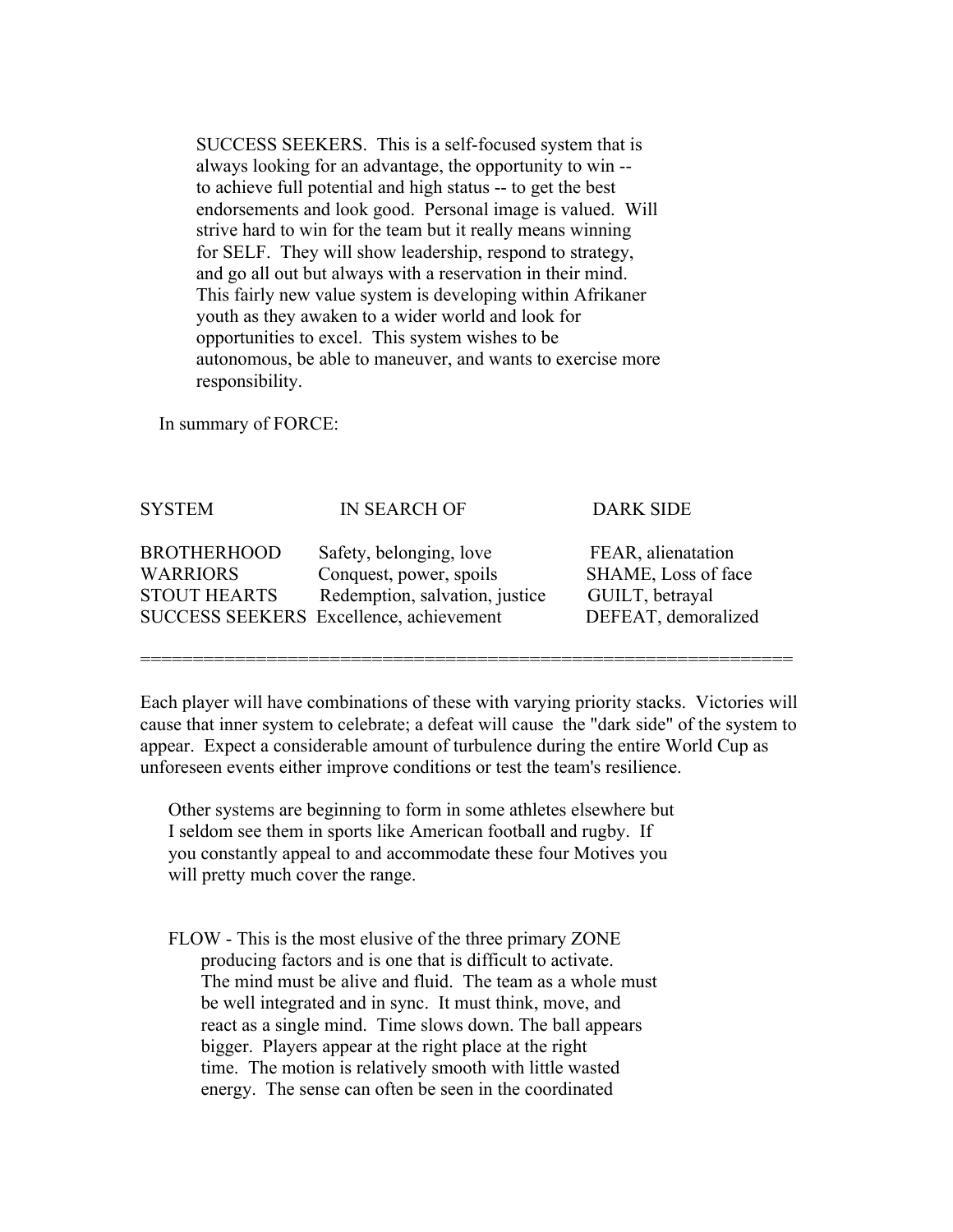SUCCESS SEEKERS. This is a self-focused system that is always looking for an advantage, the opportunity to win -- to achieve full potential and high status -- to get the best endorsements and look good. Personal image is valued. Will strive hard to win for the team but it really means winning for SELF. They will show leadership, respond to strategy, and go all out but always with a reservation in their mind. This fairly new value system is developing within Afrikaner youth as they awaken to a wider world and look for opportunities to excel. This system wishes to be autonomous, be able to maneuver, and wants to exercise more responsibility.

In summary of FORCE:

| SYSTEM | IN SEARCH OF | DARK SIDE |
|---|---|---|
| BROTHERHOOD | Safety, belonging, love | FEAR, alienatation |
| WARRIORS | Conquest, power, spoils | SHAME, Loss of face |
| STOUT HEARTS | Redemption, salvation, justice | GUILT, betrayal |
| SUCCESS SEEKERS | Excellence, achievement | DEFEAT, demoralized |

==============================================================

Each player will have combinations of these with varying priority stacks. Victories will cause that inner system to celebrate; a defeat will cause the "dark side" of the system to appear. Expect a considerable amount of turbulence during the entire World Cup as unforeseen events either improve conditions or test the team's resilience.

Other systems are beginning to form in some athletes elsewhere but I seldom see them in sports like American football and rugby. If you constantly appeal to and accommodate these four Motives you will pretty much cover the range.

FLOW - This is the most elusive of the three primary ZONE producing factors and is one that is difficult to activate. The mind must be alive and fluid. The team as a whole must be well integrated and in sync. It must think, move, and react as a single mind. Time slows down. The ball appears bigger. Players appear at the right place at the right time. The motion is relatively smooth with little wasted energy. The sense can often be seen in the coordinated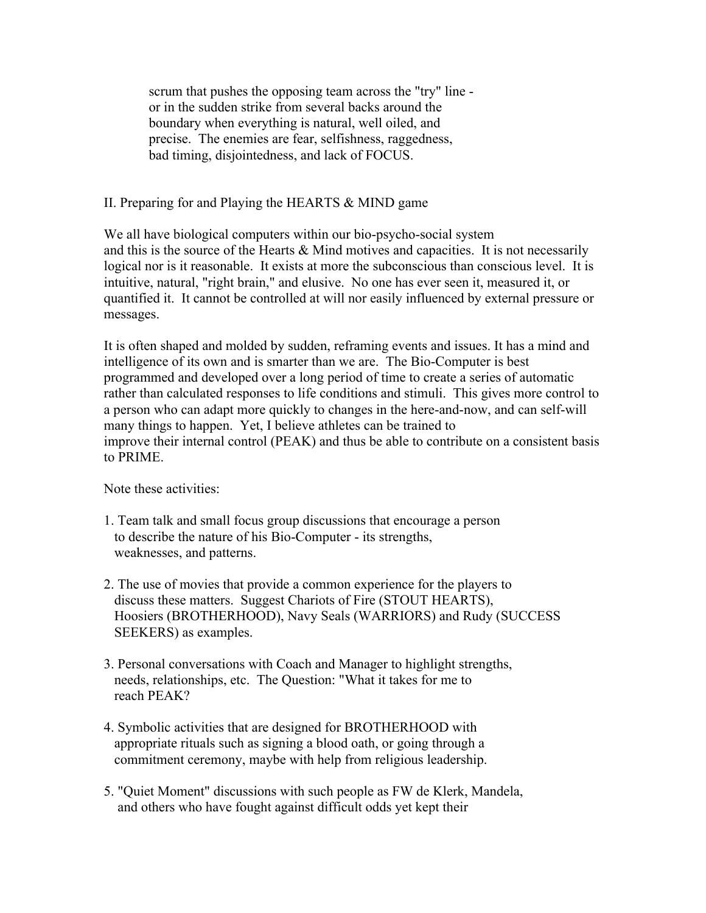scrum that pushes the opposing team across the "try" line - or in the sudden strike from several backs around the boundary when everything is natural, well oiled, and precise. The enemies are fear, selfishness, raggedness, bad timing, disjointedness, and lack of FOCUS.

## II. Preparing for and Playing the HEARTS & MIND game

We all have biological computers within our bio-psycho-social system and this is the source of the Hearts & Mind motives and capacities. It is not necessarily logical nor is it reasonable. It exists at more the subconscious than conscious level. It is intuitive, natural, "right brain," and elusive. No one has ever seen it, measured it, or quantified it. It cannot be controlled at will nor easily influenced by external pressure or messages.

It is often shaped and molded by sudden, reframing events and issues. It has a mind and intelligence of its own and is smarter than we are. The Bio-Computer is best programmed and developed over a long period of time to create a series of automatic rather than calculated responses to life conditions and stimuli. This gives more control to a person who can adapt more quickly to changes in the here-and-now, and can self-will many things to happen. Yet, I believe athletes can be trained to improve their internal control (PEAK) and thus be able to contribute on a consistent basis to PRIME.

Note these activities:

1. Team talk and small focus group discussions that encourage a person to describe the nature of his Bio-Computer - its strengths, weaknesses, and patterns.

2. The use of movies that provide a common experience for the players to discuss these matters. Suggest Chariots of Fire (STOUT HEARTS), Hoosiers (BROTHERHOOD), Navy Seals (WARRIORS) and Rudy (SUCCESS SEEKERS) as examples.

3. Personal conversations with Coach and Manager to highlight strengths, needs, relationships, etc. The Question: "What it takes for me to reach PEAK?

4. Symbolic activities that are designed for BROTHERHOOD with appropriate rituals such as signing a blood oath, or going through a commitment ceremony, maybe with help from religious leadership.

5. "Quiet Moment" discussions with such people as FW de Klerk, Mandela, and others who have fought against difficult odds yet kept their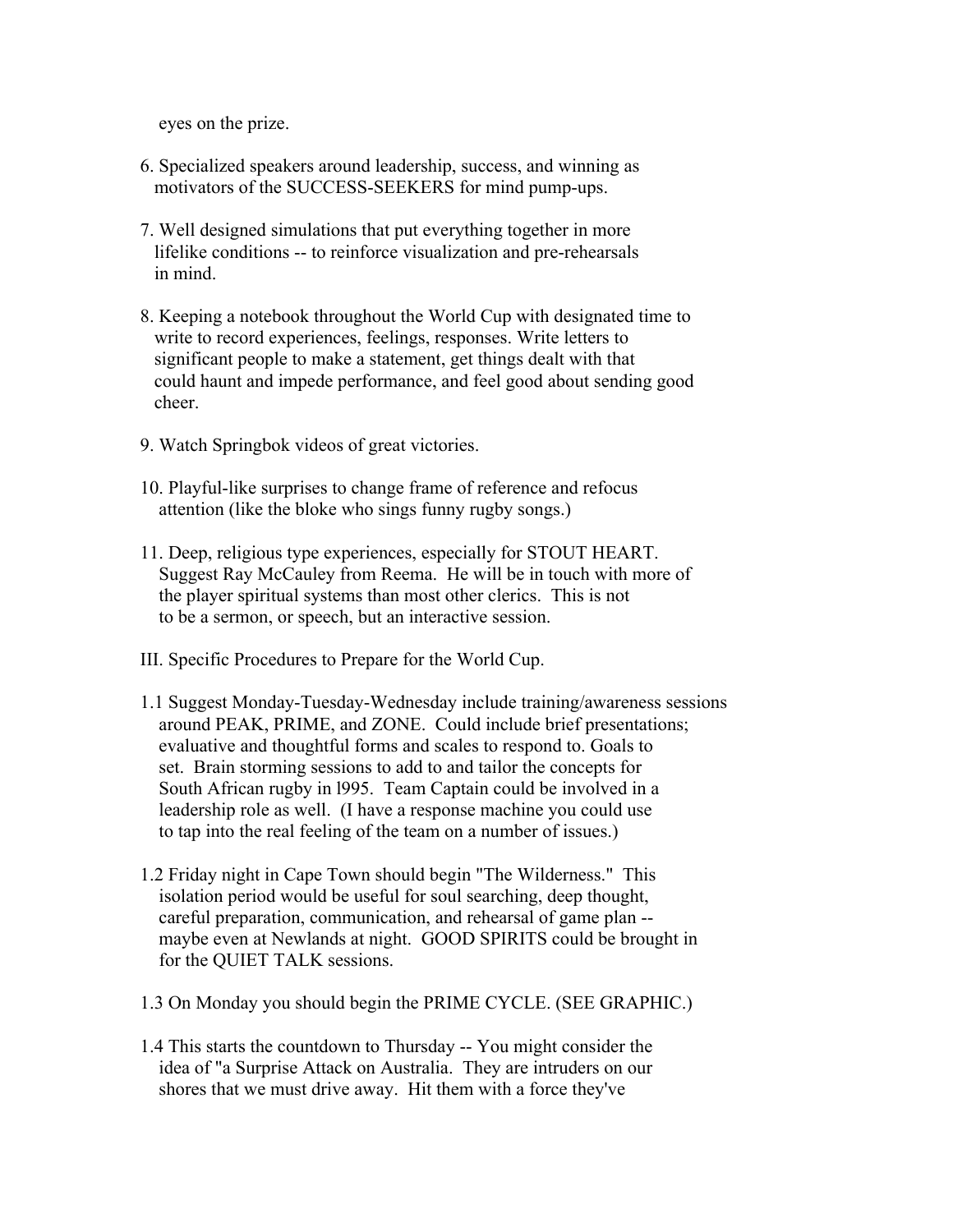eyes on the prize.

6. Specialized speakers around leadership, success, and winning as motivators of the SUCCESS-SEEKERS for mind pump-ups.

7. Well designed simulations that put everything together in more lifelike conditions -- to reinforce visualization and pre-rehearsals in mind.

8. Keeping a notebook throughout the World Cup with designated time to write to record experiences, feelings, responses. Write letters to significant people to make a statement, get things dealt with that could haunt and impede performance, and feel good about sending good cheer.

9. Watch Springbok videos of great victories.

10. Playful-like surprises to change frame of reference and refocus attention (like the bloke who sings funny rugby songs.)

11. Deep, religious type experiences, especially for STOUT HEART. Suggest Ray McCauley from Reema. He will be in touch with more of the player spiritual systems than most other clerics. This is not to be a sermon, or speech, but an interactive session.

III. Specific Procedures to Prepare for the World Cup.

1.1 Suggest Monday-Tuesday-Wednesday include training/awareness sessions around PEAK, PRIME, and ZONE. Could include brief presentations; evaluative and thoughtful forms and scales to respond to. Goals to set. Brain storming sessions to add to and tailor the concepts for South African rugby in l995. Team Captain could be involved in a leadership role as well. (I have a response machine you could use to tap into the real feeling of the team on a number of issues.)

1.2 Friday night in Cape Town should begin "The Wilderness." This isolation period would be useful for soul searching, deep thought, careful preparation, communication, and rehearsal of game plan -- maybe even at Newlands at night. GOOD SPIRITS could be brought in for the QUIET TALK sessions.

1.3 On Monday you should begin the PRIME CYCLE. (SEE GRAPHIC.)

1.4 This starts the countdown to Thursday -- You might consider the idea of "a Surprise Attack on Australia. They are intruders on our shores that we must drive away. Hit them with a force they've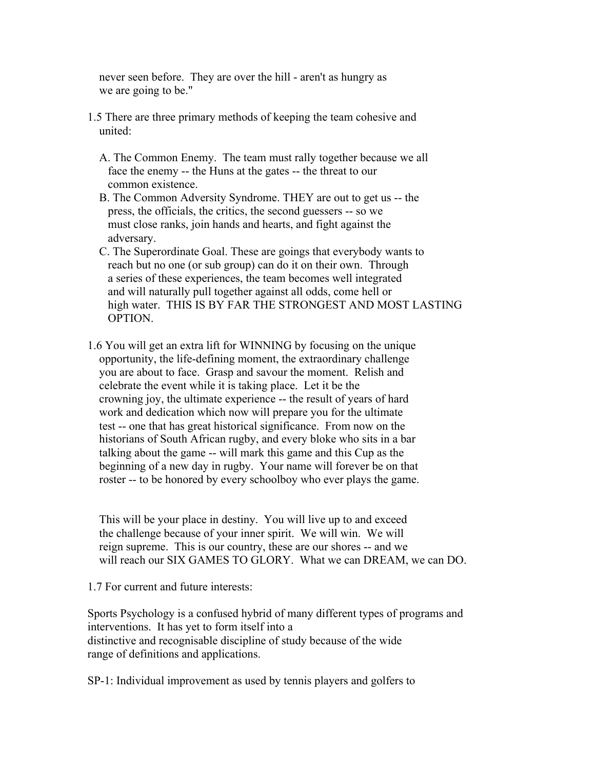never seen before. They are over the hill - aren't as hungry as we are going to be."

1.5 There are three primary methods of keeping the team cohesive and united:

A. The Common Enemy. The team must rally together because we all face the enemy -- the Huns at the gates -- the threat to our common existence.
B. The Common Adversity Syndrome. THEY are out to get us -- the press, the officials, the critics, the second guessers -- so we must close ranks, join hands and hearts, and fight against the adversary.
C. The Superordinate Goal. These are goings that everybody wants to reach but no one (or sub group) can do it on their own. Through a series of these experiences, the team becomes well integrated and will naturally pull together against all odds, come hell or high water. THIS IS BY FAR THE STRONGEST AND MOST LASTING OPTION.

1.6 You will get an extra lift for WINNING by focusing on the unique opportunity, the life-defining moment, the extraordinary challenge you are about to face. Grasp and savour the moment. Relish and celebrate the event while it is taking place. Let it be the crowning joy, the ultimate experience -- the result of years of hard work and dedication which now will prepare you for the ultimate test -- one that has great historical significance. From now on the historians of South African rugby, and every bloke who sits in a bar talking about the game -- will mark this game and this Cup as the beginning of a new day in rugby. Your name will forever be on that roster -- to be honored by every schoolboy who ever plays the game.

This will be your place in destiny. You will live up to and exceed the challenge because of your inner spirit. We will win. We will reign supreme. This is our country, these are our shores -- and we will reach our SIX GAMES TO GLORY. What we can DREAM, we can DO.

1.7 For current and future interests:

Sports Psychology is a confused hybrid of many different types of programs and interventions. It has yet to form itself into a distinctive and recognisable discipline of study because of the wide range of definitions and applications.

SP-1: Individual improvement as used by tennis players and golfers to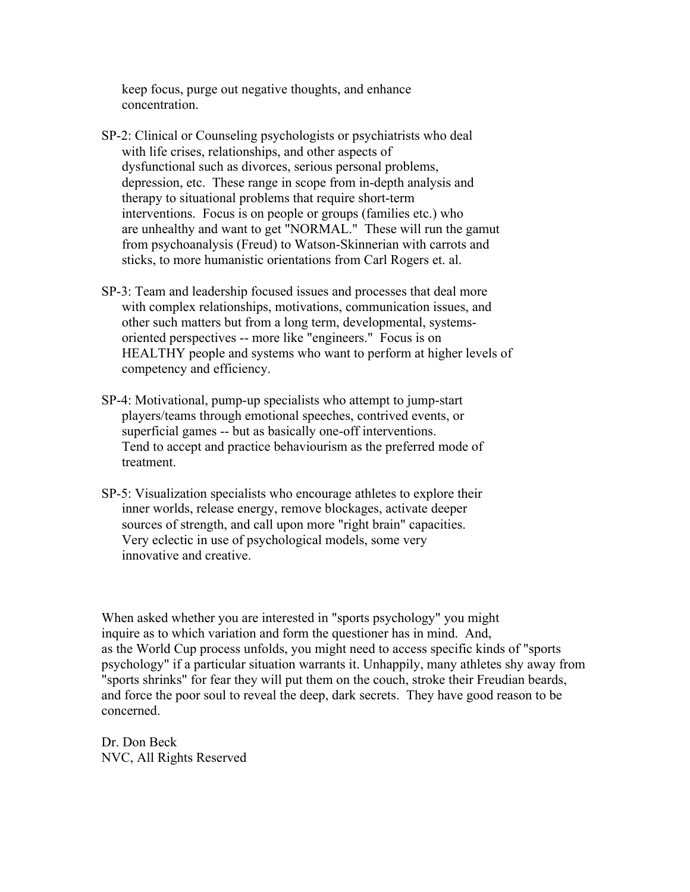keep focus, purge out negative thoughts, and enhance concentration.

SP-2: Clinical or Counseling psychologists or psychiatrists who deal with life crises, relationships, and other aspects of dysfunctional such as divorces, serious personal problems, depression, etc. These range in scope from in-depth analysis and therapy to situational problems that require short-term interventions. Focus is on people or groups (families etc.) who are unhealthy and want to get "NORMAL." These will run the gamut from psychoanalysis (Freud) to Watson-Skinnerian with carrots and sticks, to more humanistic orientations from Carl Rogers et. al.

SP-3: Team and leadership focused issues and processes that deal more with complex relationships, motivations, communication issues, and other such matters but from a long term, developmental, systems-oriented perspectives -- more like "engineers." Focus is on HEALTHY people and systems who want to perform at higher levels of competency and efficiency.

SP-4: Motivational, pump-up specialists who attempt to jump-start players/teams through emotional speeches, contrived events, or superficial games -- but as basically one-off interventions. Tend to accept and practice behaviourism as the preferred mode of treatment.

SP-5: Visualization specialists who encourage athletes to explore their inner worlds, release energy, remove blockages, activate deeper sources of strength, and call upon more "right brain" capacities. Very eclectic in use of psychological models, some very innovative and creative.

When asked whether you are interested in "sports psychology" you might inquire as to which variation and form the questioner has in mind. And, as the World Cup process unfolds, you might need to access specific kinds of "sports psychology" if a particular situation warrants it. Unhappily, many athletes shy away from "sports shrinks" for fear they will put them on the couch, stroke their Freudian beards, and force the poor soul to reveal the deep, dark secrets. They have good reason to be concerned.

Dr. Don Beck
NVC, All Rights Reserved